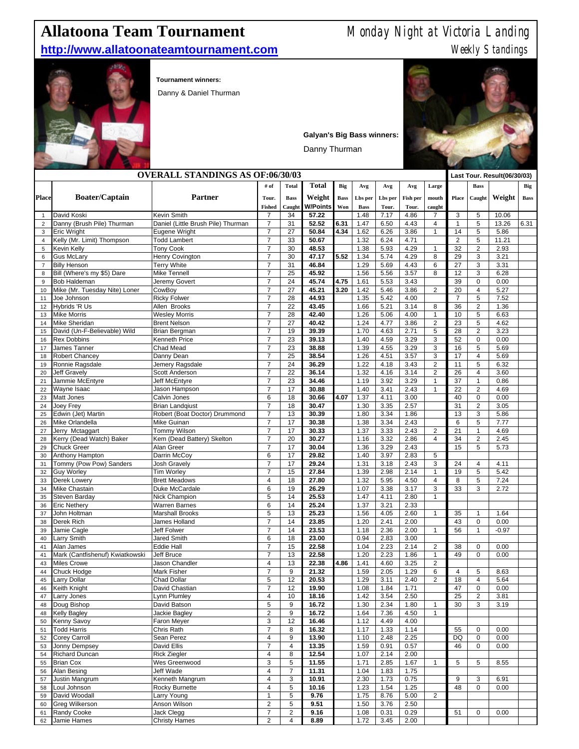# Allatoona Team Tournament

**http://www.allatoonateamtournament.com**

Monday Night at Victoria Landing

Weekly Standings

**Tournament winners:**

Danny & Daniel Thurman

**Galyan's Big Bass winners:**

Danny Thurman

## OVERALL STANDINGS AS OF:06/30/03

| Place | Boater/Captain | Partner | # of Tour. Fished | Total Bass Caught | Total Weight W/Points | Big Bass Won | Avg Lbs per Bass | Avg Lbs per Tour. | Avg Fish per Tour. | Large mouth caught | Last Tour. Result(06/30/03) Place | Bass Caught | Weight | Big Bass |
|---|---|---|---|---|---|---|---|---|---|---|---|---|---|---|
| 1 | David Koski | Kevin Smith | 7 | 34 | 57.22 | | 1.48 | 7.17 | 4.86 | 7 | 3 | 5 | 10.06 | |
| 2 | Danny (Brush Pile) Thurman | Daniel (Little Brush Pile) Thurman | 7 | 31 | 52.52 | 6.31 | 1.47 | 6.50 | 4.43 | 4 | 1 | 5 | 13.26 | 6.31 |
| 3 | Eric Wright | Eugene Wright | 7 | 27 | 50.84 | 4.34 | 1.62 | 6.26 | 3.86 | 1 | 14 | 5 | 5.86 | |
| 4 | Kelly (Mr. Limit) Thompson | Todd Lambert | 7 | 33 | 50.67 | | 1.32 | 6.24 | 4.71 | | 2 | 5 | 11.21 | |
| 5 | Kevin Kelly | Tony Cook | 7 | 30 | 48.53 | | 1.38 | 5.93 | 4.29 | 1 | 32 | 2 | 2.93 | |
| 6 | Gus McLary | Henry Covington | 7 | 30 | 47.17 | 5.52 | 1.34 | 5.74 | 4.29 | 8 | 29 | 3 | 3.21 | |
| 7 | Billy Henson | Terry White | 7 | 31 | 46.84 | | 1.29 | 5.69 | 4.43 | 6 | 27 | 3 | 3.31 | |
| 8 | Bill (Where's my $5) Dare | Mike Tennell | 7 | 25 | 45.92 | | 1.56 | 5.56 | 3.57 | 8 | 12 | 3 | 6.28 | |
| 9 | Bob Haldeman | Jeremy Govert | 7 | 24 | 45.74 | 4.75 | 1.61 | 5.53 | 3.43 | | 39 | 0 | 0.00 | |
| 10 | Mike (Mr. Tuesday Nite) Loner | CowBoy | 7 | 27 | 45.21 | 3.20 | 1.42 | 5.46 | 3.86 | 2 | 20 | 4 | 5.27 | |
| 11 | Joe Johnson | Ricky Folwer | 7 | 28 | 44.93 | | 1.35 | 5.42 | 4.00 | | 7 | 5 | 7.52 | |
| 12 | Hybrids 'R Us | Allen Brooks | 7 | 22 | 43.45 | | 1.66 | 5.21 | 3.14 | 8 | 36 | 2 | 1.36 | |
| 13 | Mike Morris | Wesley Morris | 7 | 28 | 42.40 | | 1.26 | 5.06 | 4.00 | 1 | 10 | 5 | 6.63 | |
| 14 | Mike Sheridan | Brent Nelson | 7 | 27 | 40.42 | | 1.24 | 4.77 | 3.86 | 2 | 23 | 5 | 4.62 | |
| 15 | David (Un-F-Believable) Wild | Brian Bergman | 7 | 19 | 39.39 | | 1.70 | 4.63 | 2.71 | 5 | 28 | 2 | 3.23 | |
| 16 | Rex Dobbins | Kenneth Price | 7 | 23 | 39.13 | | 1.40 | 4.59 | 3.29 | 3 | 52 | 0 | 0.00 | |
| 17 | James Tanner | Chad Mead | 7 | 23 | 38.88 | | 1.39 | 4.55 | 3.29 | 3 | 16 | 5 | 5.69 | |
| 18 | Robert Chancey | Danny Dean | 7 | 25 | 38.54 | | 1.26 | 4.51 | 3.57 | 3 | 17 | 4 | 5.69 | |
| 19 | Ronnie Ragsdale | Jemery Ragsdale | 7 | 24 | 36.29 | | 1.22 | 4.18 | 3.43 | 2 | 11 | 5 | 6.32 | |
| 20 | Jeff Gravely | Scott Anderson | 7 | 22 | 36.14 | | 1.32 | 4.16 | 3.14 | 2 | 26 | 4 | 3.60 | |
| 21 | Jammie McEntyre | Jeff McEntyre | 7 | 23 | 34.46 | | 1.19 | 3.92 | 3.29 | 1 | 37 | 1 | 0.86 | |
| 22 | Wayne Isaac | Jason Hampson | 7 | 17 | 30.88 | | 1.40 | 3.41 | 2.43 | 1 | 22 | 2 | 4.69 | |
| 23 | Matt Jones | Calvin Jones | 6 | 18 | 30.66 | 4.07 | 1.37 | 4.11 | 3.00 | | 40 | 0 | 0.00 | |
| 24 | Joey Frey | Brian Landqiust | 7 | 18 | 30.47 | | 1.30 | 3.35 | 2.57 | | 31 | 2 | 3.05 | |
| 25 | Edwin (Jet) Martin | Robert (Boat Doctor) Drummond | 7 | 13 | 30.39 | | 1.80 | 3.34 | 1.86 | | 13 | 3 | 5.86 | |
| 26 | Mike Orlandella | Mike Guinan | 7 | 17 | 30.38 | | 1.38 | 3.34 | 2.43 | | 6 | 5 | 7.77 | |
| 27 | Jerry Mctaggart | Tommy Wilson | 7 | 17 | 30.33 | | 1.37 | 3.33 | 2.43 | 2 | 21 | 1 | 4.69 | |
| 28 | Kerry (Dead Watch) Baker | Kem (Dead Battery) Skelton | 7 | 20 | 30.27 | | 1.16 | 3.32 | 2.86 | 4 | 34 | 2 | 2.45 | |
| 29 | Chuck Greer | Alan Greer | 7 | 17 | 30.04 | | 1.36 | 3.29 | 2.43 | | 15 | 5 | 5.73 | |
| 30 | Anthony Hampton | Darrin McCoy | 6 | 17 | 29.82 | | 1.40 | 3.97 | 2.83 | 5 | | | | |
| 31 | Tommy (Pow Pow) Sanders | Josh Gravely | 7 | 17 | 29.24 | | 1.31 | 3.18 | 2.43 | 3 | 24 | 4 | 4.11 | |
| 32 | Guy Worley | Tim Worley | 7 | 15 | 27.84 | | 1.39 | 2.98 | 2.14 | 1 | 19 | 5 | 5.42 | |
| 33 | Derek Lowery | Brett Meadows | 4 | 18 | 27.80 | | 1.32 | 5.95 | 4.50 | 4 | 8 | 5 | 7.24 | |
| 34 | Mike Chastain | Duke McCardale | 6 | 19 | 26.29 | | 1.07 | 3.38 | 3.17 | 3 | 33 | 3 | 2.72 | |
| 35 | Steven Barday | Nick Champion | 5 | 14 | 25.53 | | 1.47 | 4.11 | 2.80 | 1 | | | | |
| 36 | Eric Nethery | Warren Barnes | 6 | 14 | 25.24 | | 1.37 | 3.21 | 2.33 | | | | | |
| 37 | John Holtman | Marshall Brooks | 5 | 13 | 25.23 | | 1.56 | 4.05 | 2.60 | 1 | 35 | 1 | 1.64 | |
| 38 | Derek Rich | James Holland | 7 | 14 | 23.85 | | 1.20 | 2.41 | 2.00 | | 43 | 0 | 0.00 | |
| 39 | Jamie Cagle | Jeff Folwer | 7 | 14 | 23.53 | | 1.18 | 2.36 | 2.00 | 1 | 56 | 1 | -0.97 | |
| 40 | Larry Smith | Jared Smith | 6 | 18 | 23.00 | | 0.94 | 2.83 | 3.00 | | | | | |
| 41 | Alan James | Eddie Hall | 7 | 15 | 22.58 | | 1.04 | 2.23 | 2.14 | 2 | 38 | 0 | 0.00 | |
| 41 | Mark (Cantfishenuf) Kwiatkowski | Jeff Bruce | 7 | 13 | 22.58 | | 1.20 | 2.23 | 1.86 | 1 | 49 | 0 | 0.00 | |
| 43 | Miles Crowe | Jason Chandler | 4 | 13 | 22.38 | 4.86 | 1.41 | 4.60 | 3.25 | 2 | | | | |
| 44 | Chuck Hodge | Mark Fisher | 7 | 9 | 21.32 | | 1.59 | 2.05 | 1.29 | 6 | 4 | 5 | 8.63 | |
| 45 | Larry Dollar | Chad Dollar | 5 | 12 | 20.53 | | 1.29 | 3.11 | 2.40 | 2 | 18 | 4 | 5.64 | |
| 46 | Keith Knight | David Chastian | 7 | 12 | 19.90 | | 1.08 | 1.84 | 1.71 | | 47 | 0 | 0.00 | |
| 47 | Larry Jones | Lynn Plumley | 4 | 10 | 18.16 | | 1.42 | 3.54 | 2.50 | | 25 | 2 | 3.81 | |
| 48 | Doug Bishop | David Batson | 5 | 9 | 16.72 | | 1.30 | 2.34 | 1.80 | 1 | 30 | 3 | 3.19 | |
| 48 | Kelly Bagley | Jackie Bagley | 2 | 9 | 16.72 | | 1.64 | 7.36 | 4.50 | 1 | | | | |
| 50 | Kenny Savoy | Faron Meyer | 3 | 12 | 16.46 | | 1.12 | 4.49 | 4.00 | | | | | |
| 51 | Todd Harris | Chris Rath | 7 | 8 | 16.32 | | 1.17 | 1.33 | 1.14 | | 55 | 0 | 0.00 | |
| 52 | Corey Carroll | Sean Perez | 4 | 9 | 13.90 | | 1.10 | 2.48 | 2.25 | | DQ | 0 | 0.00 | |
| 53 | Jonny Dempsey | David Ellis | 7 | 4 | 13.35 | | 1.59 | 0.91 | 0.57 | | 46 | 0 | 0.00 | |
| 54 | Richard Duncan | Rick Ziegler | 4 | 8 | 12.54 | | 1.07 | 2.14 | 2.00 | | | | | |
| 55 | Brian Cox | Wes Greenwood | 3 | 5 | 11.55 | | 1.71 | 2.85 | 1.67 | 1 | 5 | 5 | 8.55 | |
| 56 | Alan Besing | Jeff Wade | 4 | 7 | 11.31 | | 1.04 | 1.83 | 1.75 | | | | | |
| 57 | Justin Mangrum | Kenneth Mangrum | 4 | 3 | 10.91 | | 2.30 | 1.73 | 0.75 | | 9 | 3 | 6.91 | |
| 58 | Loul Johnson | Rocky Burnette | 4 | 5 | 10.16 | | 1.23 | 1.54 | 1.25 | | 48 | 0 | 0.00 | |
| 59 | David Woodall | Larry Young | 1 | 5 | 9.76 | | 1.75 | 8.76 | 5.00 | 2 | | | | |
| 60 | Greg Wilkerson | Anson Wilson | 2 | 5 | 9.51 | | 1.50 | 3.76 | 2.50 | | | | | |
| 61 | Randy Cooke | Jack Clegg | 7 | 2 | 9.16 | | 1.08 | 0.31 | 0.29 | | 51 | 0 | 0.00 | |
| 62 | Jamie Hames | Christy Hames | 2 | 4 | 8.89 | | 1.72 | 3.45 | 2.00 | | | | | |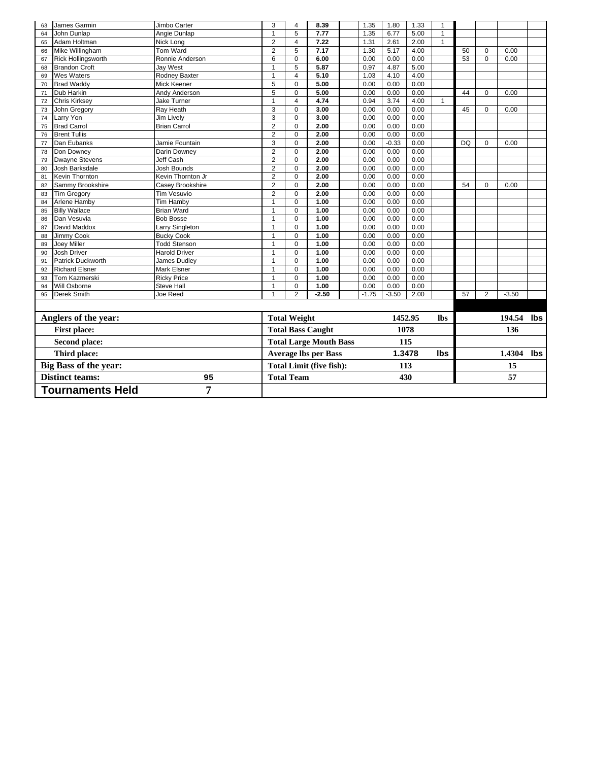| | | | | | | | | | | | | | | | |
|---|---|---|---|---|---|---|---|---|---|---|---|---|---|---|---|
| 63 | James Garmin | Jimbo Carter | 3 | 4 | **8.39** | | 1.35 | 1.80 | 1.33 | 1 | | | | | |
| 64 | John Dunlap | Angie Dunlap | 1 | 5 | **7.77** | | 1.35 | 6.77 | 5.00 | 1 | | | | | |
| 65 | Adam Holtman | Nick Long | 2 | 4 | **7.22** | | 1.31 | 2.61 | 2.00 | 1 | | | | | |
| 66 | Mike Willingham | Tom Ward | 2 | 5 | **7.17** | | 1.30 | 5.17 | 4.00 | | | 50 | 0 | 0.00 | |
| 67 | Rick Hollingsworth | Ronnie Anderson | 6 | 0 | **6.00** | | 0.00 | 0.00 | 0.00 | | | 53 | 0 | 0.00 | |
| 68 | Brandon Croft | Jay West | 1 | 5 | **5.87** | | 0.97 | 4.87 | 5.00 | | | | | | |
| 69 | Wes Waters | Rodney Baxter | 1 | 4 | **5.10** | | 1.03 | 4.10 | 4.00 | | | | | | |
| 70 | Brad Waddy | Mick Keener | 5 | 0 | **5.00** | | 0.00 | 0.00 | 0.00 | | | | | | |
| 71 | Dub Harkin | Andy Anderson | 5 | 0 | **5.00** | | 0.00 | 0.00 | 0.00 | | | 44 | 0 | 0.00 | |
| 72 | Chris Kirksey | Jake Turner | 1 | 4 | **4.74** | | 0.94 | 3.74 | 4.00 | 1 | | | | | |
| 73 | John Gregory | Ray Heath | 3 | 0 | **3.00** | | 0.00 | 0.00 | 0.00 | | | 45 | 0 | 0.00 | |
| 74 | Larry Yon | Jim Lively | 3 | 0 | **3.00** | | 0.00 | 0.00 | 0.00 | | | | | | |
| 75 | Brad Carrol | Brian Carrol | 2 | 0 | **2.00** | | 0.00 | 0.00 | 0.00 | | | | | | |
| 76 | Brent Tullis | | 2 | 0 | **2.00** | | 0.00 | 0.00 | 0.00 | | | | | | |
| 77 | Dan Eubanks | Jamie Fountain | 3 | 0 | **2.00** | | 0.00 | -0.33 | 0.00 | | | DQ | 0 | 0.00 | |
| 78 | Don Downey | Darin Downey | 2 | 0 | **2.00** | | 0.00 | 0.00 | 0.00 | | | | | | |
| 79 | Dwayne Stevens | Jeff Cash | 2 | 0 | **2.00** | | 0.00 | 0.00 | 0.00 | | | | | | |
| 80 | Josh Barksdale | Josh Bounds | 2 | 0 | **2.00** | | 0.00 | 0.00 | 0.00 | | | | | | |
| 81 | Kevin Thornton | Kevin Thornton Jr | 2 | 0 | **2.00** | | 0.00 | 0.00 | 0.00 | | | | | | |
| 82 | Sammy Brookshire | Casey Brookshire | 2 | 0 | **2.00** | | 0.00 | 0.00 | 0.00 | | | 54 | 0 | 0.00 | |
| 83 | Tim Gregory | Tim Vesuvio | 2 | 0 | **2.00** | | 0.00 | 0.00 | 0.00 | | | | | | |
| 84 | Arlene Hamby | Tim Hamby | 1 | 0 | **1.00** | | 0.00 | 0.00 | 0.00 | | | | | | |
| 85 | Billy Wallace | Brian Ward | 1 | 0 | **1.00** | | 0.00 | 0.00 | 0.00 | | | | | | |
| 86 | Dan Vesuvia | Bob Bosse | 1 | 0 | **1.00** | | 0.00 | 0.00 | 0.00 | | | | | | |
| 87 | David Maddox | Larry Singleton | 1 | 0 | **1.00** | | 0.00 | 0.00 | 0.00 | | | | | | |
| 88 | Jimmy Cook | Bucky Cook | 1 | 0 | **1.00** | | 0.00 | 0.00 | 0.00 | | | | | | |
| 89 | Joey Miller | Todd Stenson | 1 | 0 | **1.00** | | 0.00 | 0.00 | 0.00 | | | | | | |
| 90 | Josh Driver | Harold Driver | 1 | 0 | **1.00** | | 0.00 | 0.00 | 0.00 | | | | | | |
| 91 | Patrick Duckworth | James Dudley | 1 | 0 | **1.00** | | 0.00 | 0.00 | 0.00 | | | | | | |
| 92 | Richard Elsner | Mark Elsner | 1 | 0 | **1.00** | | 0.00 | 0.00 | 0.00 | | | | | | |
| 93 | Tom Kazmerski | Ricky Price | 1 | 0 | **1.00** | | 0.00 | 0.00 | 0.00 | | | | | | |
| 94 | Will Osborne | Steve Hall | 1 | 0 | **1.00** | | 0.00 | 0.00 | 0.00 | | | | | | |
| 95 | Derek Smith | Joe Reed | 1 | 2 | **-2.50** | | -1.75 | -3.50 | 2.00 | | | 57 | 2 | -3.50 | |

| | | | | | |
|---|---|---|---|---|---|
| **Anglers of the year:** | | **Total Weight** | **1452.95** | **lbs** | **194.54 lbs** |
| **First place:** | | **Total Bass Caught** | **1078** | | **136** |
| **Second place:** | | **Total Large Mouth Bass** | **115** | | |
| **Third place:** | | **Average lbs per Bass** | **1.3478** | **lbs** | **1.4304 lbs** |
| **Big Bass of the year:** | | **Total Limit (five fish):** | **113** | | **15** |
| **Distinct teams:** | **95** | **Total Team** | **430** | | **57** |
| **Tournaments Held** | **7** | | | | |